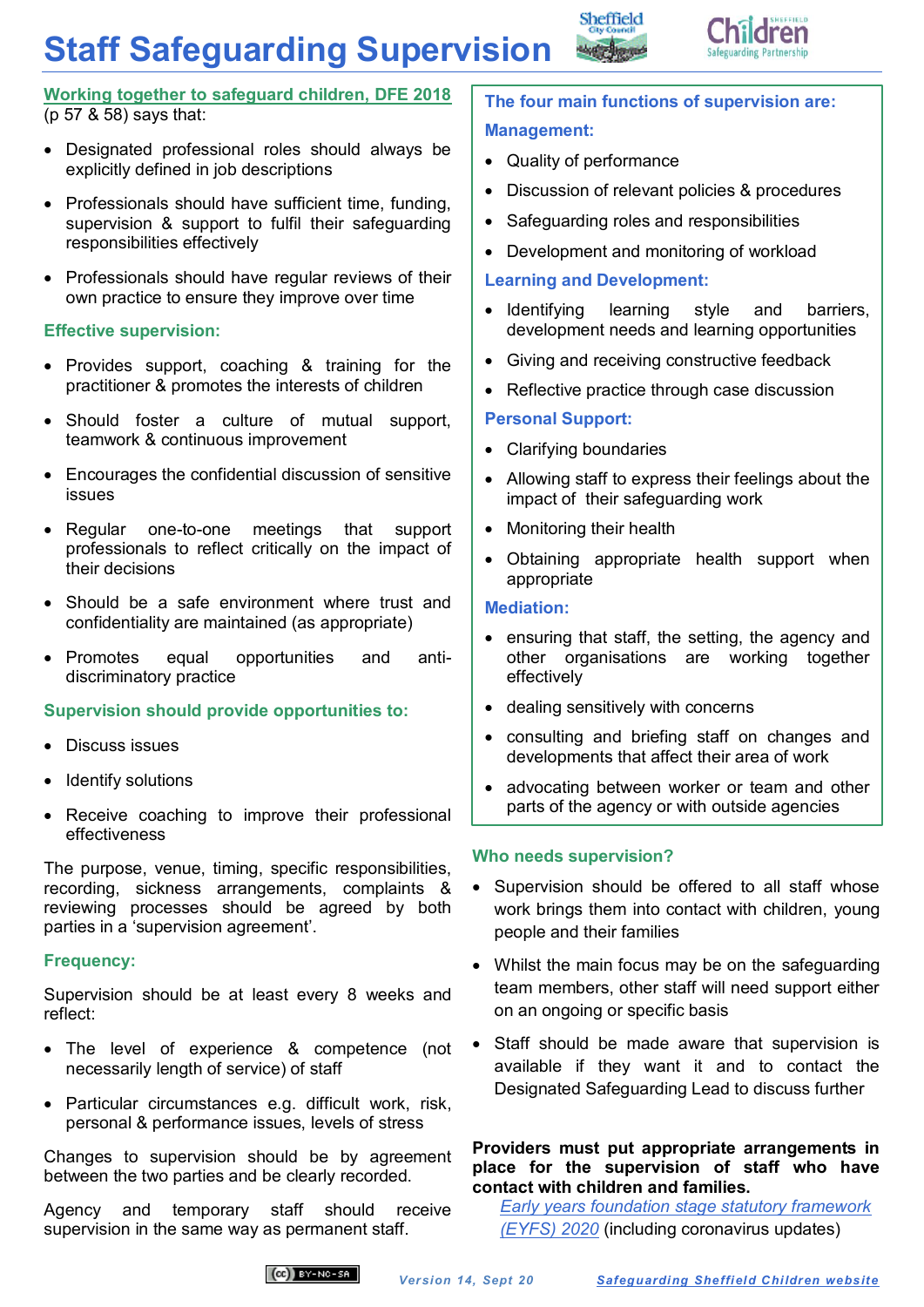# Staff Safeguarding Supervision

**Working together to safeguard children, DFE 2018** (p 57 & 58) says that:

- Designated professional roles should always be explicitly defined in job descriptions
- Professionals should have sufficient time, funding, supervision & support to fulfil their safeguarding responsibilities effectively
- Professionals should have regular reviews of their own practice to ensure they improve over time

### Effective supervision:

- Provides support, coaching & training for the practitioner & promotes the interests of children
- Should foster a culture of mutual support, teamwork & continuous improvement
- Encourages the confidential discussion of sensitive issues
- Regular one-to-one meetings that support professionals to reflect critically on the impact of their decisions
- Should be a safe environment where trust and confidentiality are maintained (as appropriate)
- Promotes equal opportunities and anti-discriminatory practice

### Supervision should provide opportunities to:

- Discuss issues
- Identify solutions
- Receive coaching to improve their professional effectiveness

The purpose, venue, timing, specific responsibilities, recording, sickness arrangements, complaints & reviewing processes should be agreed by both parties in a 'supervision agreement'.

### Frequency:

Supervision should be at least every 8 weeks and reflect:

- The level of experience & competence (not necessarily length of service) of staff
- Particular circumstances e.g. difficult work, risk, personal & performance issues, levels of stress

Changes to supervision should be by agreement between the two parties and be clearly recorded.

Agency and temporary staff should receive supervision in the same way as permanent staff.

### The four main functions of supervision are:

#### Management:

- Quality of performance
- Discussion of relevant policies & procedures
- Safeguarding roles and responsibilities
- Development and monitoring of workload

#### Learning and Development:

- Identifying learning style and barriers, development needs and learning opportunities
- Giving and receiving constructive feedback
- Reflective practice through case discussion

#### Personal Support:

- Clarifying boundaries
- Allowing staff to express their feelings about the impact of their safeguarding work
- Monitoring their health
- Obtaining appropriate health support when appropriate

#### Mediation:

- ensuring that staff, the setting, the agency and other organisations are working together effectively
- dealing sensitively with concerns
- consulting and briefing staff on changes and developments that affect their area of work
- advocating between worker or team and other parts of the agency or with outside agencies

### Who needs supervision?

- Supervision should be offered to all staff whose work brings them into contact with children, young people and their families
- Whilst the main focus may be on the safeguarding team members, other staff will need support either on an ongoing or specific basis
- Staff should be made aware that supervision is available if they want it and to contact the Designated Safeguarding Lead to discuss further

**Providers must put appropriate arrangements in place for the supervision of staff who have contact with children and families.**

*Early years foundation stage statutory framework (EYFS) 2020* (including coronavirus updates)

Version 14, Sept 20 — Safeguarding Sheffield Children website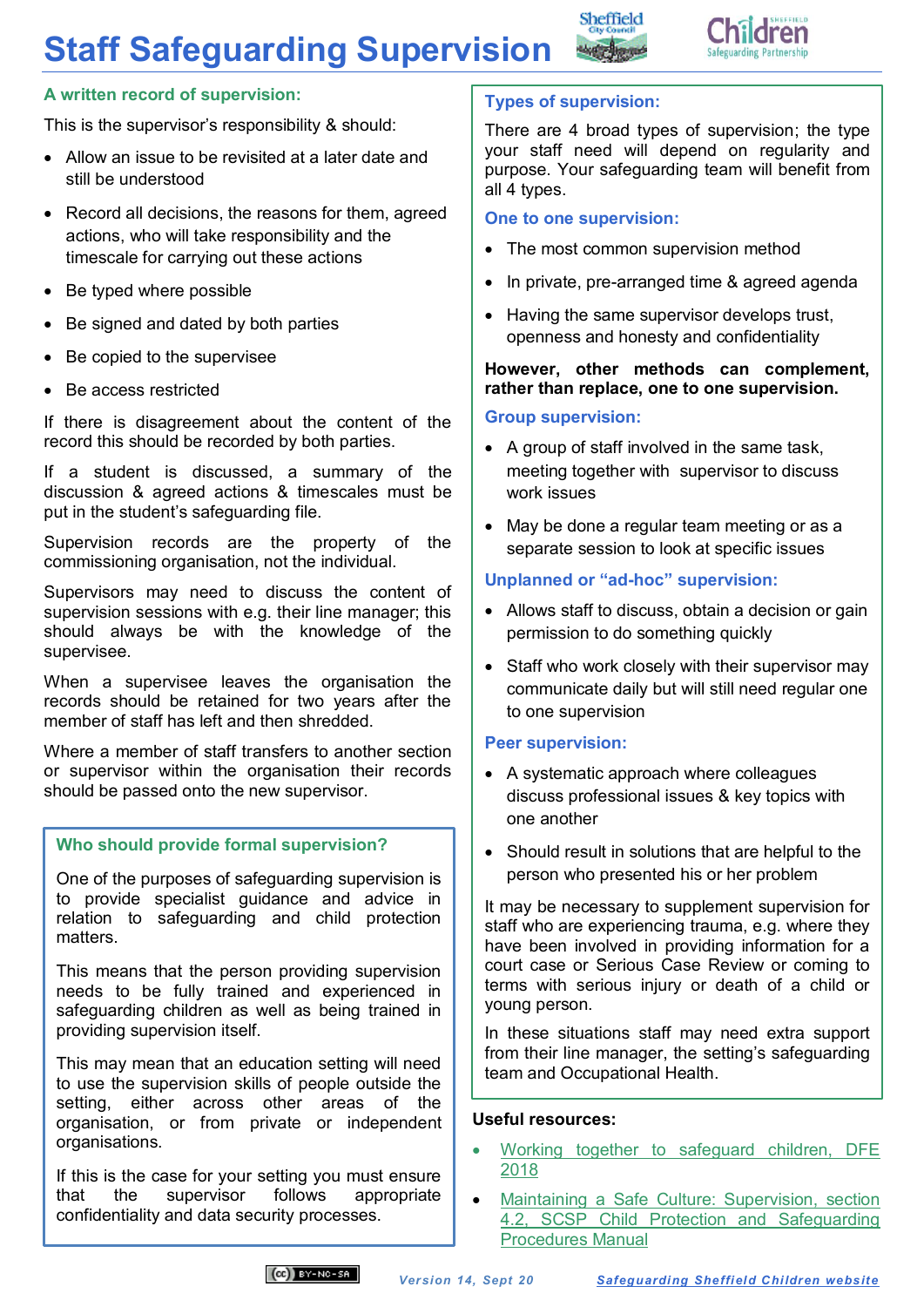# Staff Safeguarding Supervision

### A written record of supervision:

This is the supervisor's responsibility & should:

- Allow an issue to be revisited at a later date and still be understood
- Record all decisions, the reasons for them, agreed actions, who will take responsibility and the timescale for carrying out these actions
- Be typed where possible
- Be signed and dated by both parties
- Be copied to the supervisee
- Be access restricted

If there is disagreement about the content of the record this should be recorded by both parties.

If a student is discussed, a summary of the discussion & agreed actions & timescales must be put in the student's safeguarding file.

Supervision records are the property of the commissioning organisation, not the individual.

Supervisors may need to discuss the content of supervision sessions with e.g. their line manager; this should always be with the knowledge of the supervisee.

When a supervisee leaves the organisation the records should be retained for two years after the member of staff has left and then shredded.

Where a member of staff transfers to another section or supervisor within the organisation their records should be passed onto the new supervisor.

### Who should provide formal supervision?

One of the purposes of safeguarding supervision is to provide specialist guidance and advice in relation to safeguarding and child protection matters.

This means that the person providing supervision needs to be fully trained and experienced in safeguarding children as well as being trained in providing supervision itself.

This may mean that an education setting will need to use the supervision skills of people outside the setting, either across other areas of the organisation, or from private or independent organisations.

If this is the case for your setting you must ensure that the supervisor follows appropriate confidentiality and data security processes.

### Types of supervision:

There are 4 broad types of supervision; the type your staff need will depend on regularity and purpose. Your safeguarding team will benefit from all 4 types.

### One to one supervision:

- The most common supervision method
- In private, pre-arranged time & agreed agenda
- Having the same supervisor develops trust, openness and honesty and confidentiality

**However, other methods can complement, rather than replace, one to one supervision.**

### Group supervision:

- A group of staff involved in the same task, meeting together with supervisor to discuss work issues
- May be done a regular team meeting or as a separate session to look at specific issues

### Unplanned or "ad-hoc" supervision:

- Allows staff to discuss, obtain a decision or gain permission to do something quickly
- Staff who work closely with their supervisor may communicate daily but will still need regular one to one supervision

### Peer supervision:

- A systematic approach where colleagues discuss professional issues & key topics with one another
- Should result in solutions that are helpful to the person who presented his or her problem

It may be necessary to supplement supervision for staff who are experiencing trauma, e.g. where they have been involved in providing information for a court case or Serious Case Review or coming to terms with serious injury or death of a child or young person.

In these situations staff may need extra support from their line manager, the setting's safeguarding team and Occupational Health.

**Useful resources:**

- Working together to safeguard children, DFE 2018
- Maintaining a Safe Culture: Supervision, section 4.2, SCSP Child Protection and Safeguarding Procedures Manual

Version 14, Sept 20 — Safeguarding Sheffield Children website